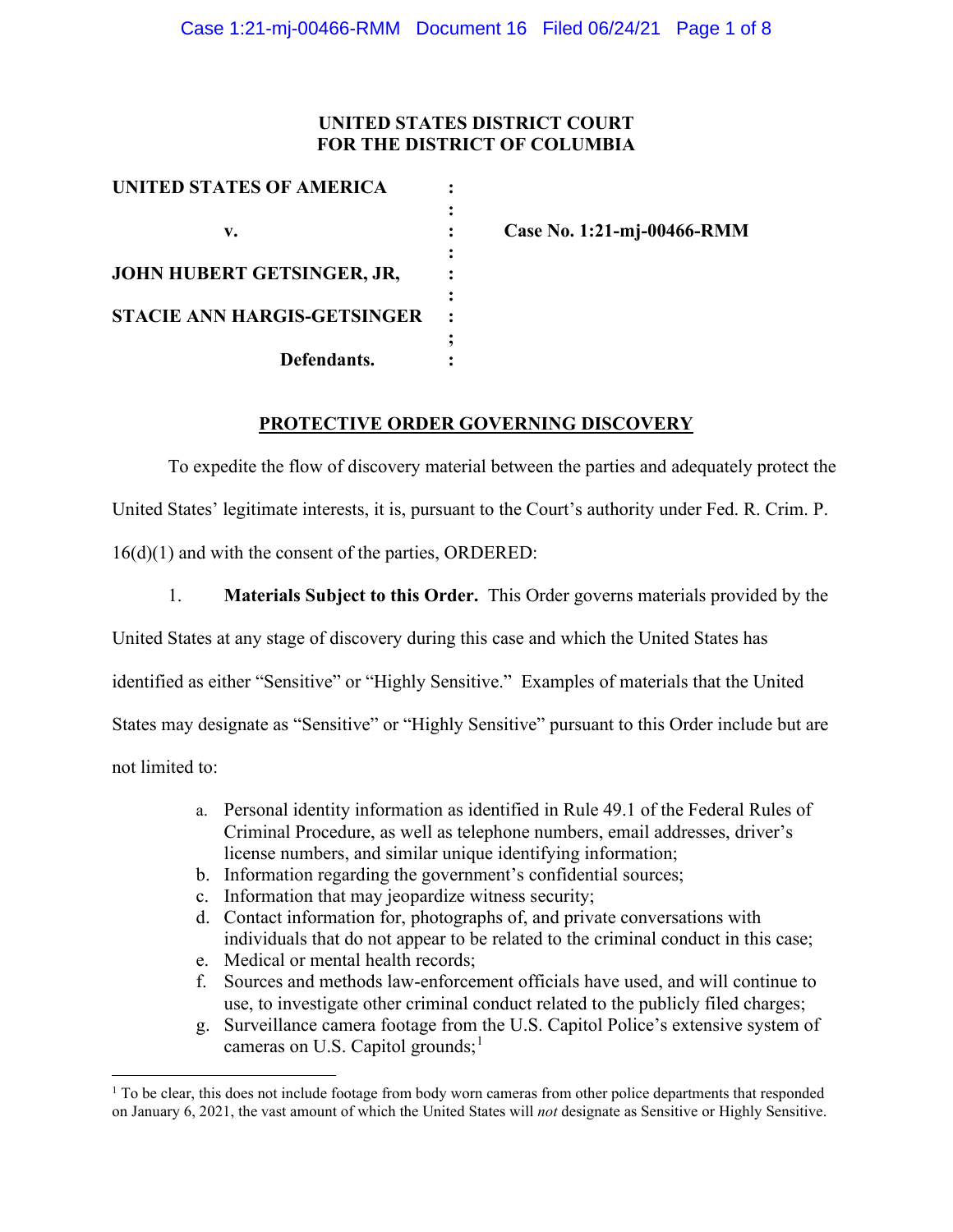**UNITED STATES DISTRICT COURT**
**FOR THE DISTRICT OF COLUMBIA**

| | | |
|---|---|---|
| **UNITED STATES OF AMERICA** | : | |
| | : | |
| **v.** | : | **Case No. 1:21-mj-00466-RMM** |
| | : | |
| **JOHN HUBERT GETSINGER, JR,** | : | |
| | : | |
| **STACIE ANN HARGIS-GETSINGER** | : | |
| | ; | |
| **Defendants.** | : | |

## PROTECTIVE ORDER GOVERNING DISCOVERY

To expedite the flow of discovery material between the parties and adequately protect the United States' legitimate interests, it is, pursuant to the Court's authority under Fed. R. Crim. P. 16(d)(1) and with the consent of the parties, ORDERED:

1. **Materials Subject to this Order.** This Order governs materials provided by the United States at any stage of discovery during this case and which the United States has identified as either "Sensitive" or "Highly Sensitive." Examples of materials that the United States may designate as "Sensitive" or "Highly Sensitive" pursuant to this Order include but are not limited to:

   a. Personal identity information as identified in Rule 49.1 of the Federal Rules of Criminal Procedure, as well as telephone numbers, email addresses, driver's license numbers, and similar unique identifying information;
   b. Information regarding the government's confidential sources;
   c. Information that may jeopardize witness security;
   d. Contact information for, photographs of, and private conversations with individuals that do not appear to be related to the criminal conduct in this case;
   e. Medical or mental health records;
   f. Sources and methods law-enforcement officials have used, and will continue to use, to investigate other criminal conduct related to the publicly filed charges;
   g. Surveillance camera footage from the U.S. Capitol Police's extensive system of cameras on U.S. Capitol grounds;[1]

[1] To be clear, this does not include footage from body worn cameras from other police departments that responded on January 6, 2021, the vast amount of which the United States will *not* designate as Sensitive or Highly Sensitive.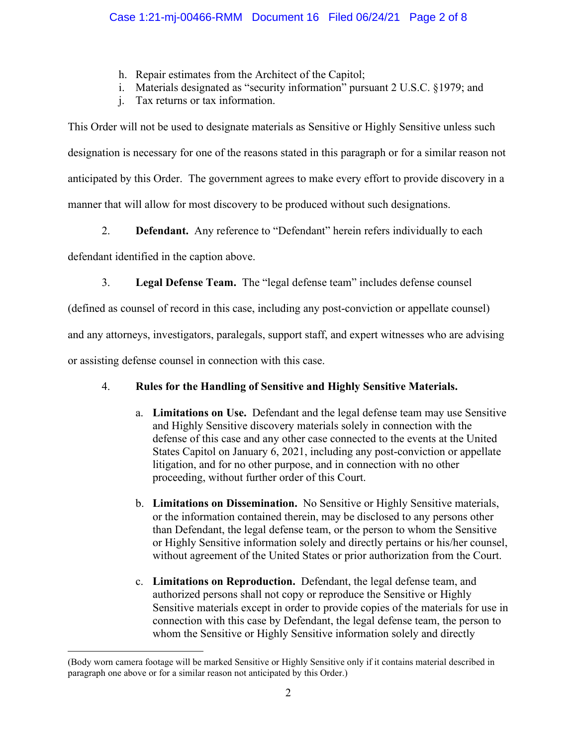h. Repair estimates from the Architect of the Capitol;
i. Materials designated as "security information" pursuant 2 U.S.C. §1979; and
j. Tax returns or tax information.

This Order will not be used to designate materials as Sensitive or Highly Sensitive unless such designation is necessary for one of the reasons stated in this paragraph or for a similar reason not anticipated by this Order. The government agrees to make every effort to provide discovery in a manner that will allow for most discovery to be produced without such designations.

2. **Defendant.** Any reference to "Defendant" herein refers individually to each defendant identified in the caption above.

3. **Legal Defense Team.** The "legal defense team" includes defense counsel (defined as counsel of record in this case, including any post-conviction or appellate counsel) and any attorneys, investigators, paralegals, support staff, and expert witnesses who are advising or assisting defense counsel in connection with this case.

4. **Rules for the Handling of Sensitive and Highly Sensitive Materials.**

   a. **Limitations on Use.** Defendant and the legal defense team may use Sensitive and Highly Sensitive discovery materials solely in connection with the defense of this case and any other case connected to the events at the United States Capitol on January 6, 2021, including any post-conviction or appellate litigation, and for no other purpose, and in connection with no other proceeding, without further order of this Court.

   b. **Limitations on Dissemination.** No Sensitive or Highly Sensitive materials, or the information contained therein, may be disclosed to any persons other than Defendant, the legal defense team, or the person to whom the Sensitive or Highly Sensitive information solely and directly pertains or his/her counsel, without agreement of the United States or prior authorization from the Court.

   c. **Limitations on Reproduction.** Defendant, the legal defense team, and authorized persons shall not copy or reproduce the Sensitive or Highly Sensitive materials except in order to provide copies of the materials for use in connection with this case by Defendant, the legal defense team, the person to whom the Sensitive or Highly Sensitive information solely and directly

---

(Body worn camera footage will be marked Sensitive or Highly Sensitive only if it contains material described in paragraph one above or for a similar reason not anticipated by this Order.)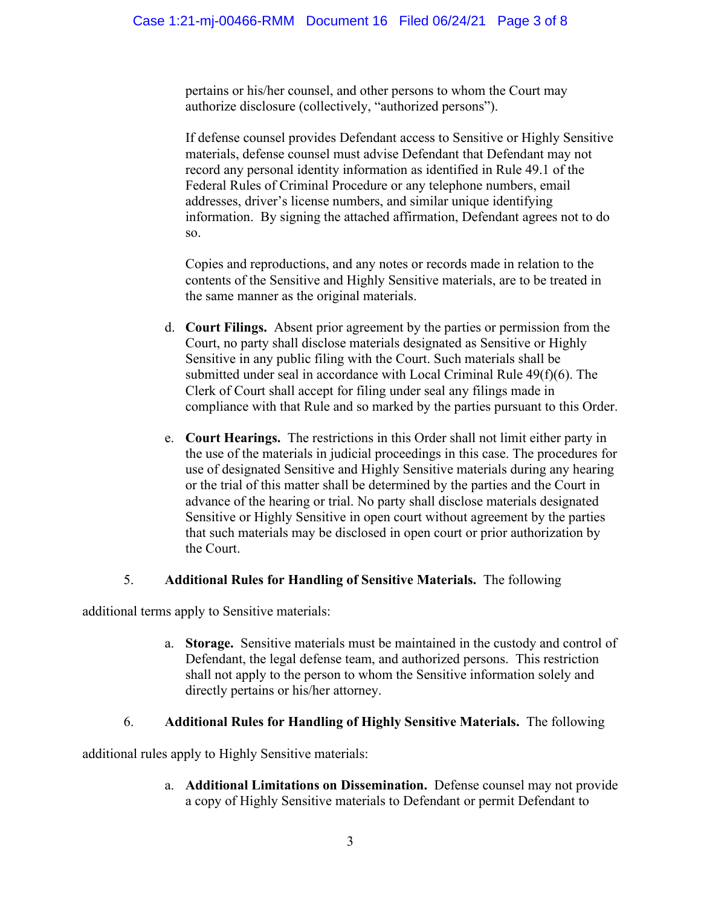pertains or his/her counsel, and other persons to whom the Court may authorize disclosure (collectively, "authorized persons").

If defense counsel provides Defendant access to Sensitive or Highly Sensitive materials, defense counsel must advise Defendant that Defendant may not record any personal identity information as identified in Rule 49.1 of the Federal Rules of Criminal Procedure or any telephone numbers, email addresses, driver's license numbers, and similar unique identifying information. By signing the attached affirmation, Defendant agrees not to do so.

Copies and reproductions, and any notes or records made in relation to the contents of the Sensitive and Highly Sensitive materials, are to be treated in the same manner as the original materials.

d. **Court Filings.** Absent prior agreement by the parties or permission from the Court, no party shall disclose materials designated as Sensitive or Highly Sensitive in any public filing with the Court. Such materials shall be submitted under seal in accordance with Local Criminal Rule 49(f)(6). The Clerk of Court shall accept for filing under seal any filings made in compliance with that Rule and so marked by the parties pursuant to this Order.

e. **Court Hearings.** The restrictions in this Order shall not limit either party in the use of the materials in judicial proceedings in this case. The procedures for use of designated Sensitive and Highly Sensitive materials during any hearing or the trial of this matter shall be determined by the parties and the Court in advance of the hearing or trial. No party shall disclose materials designated Sensitive or Highly Sensitive in open court without agreement by the parties that such materials may be disclosed in open court or prior authorization by the Court.

5. **Additional Rules for Handling of Sensitive Materials.** The following additional terms apply to Sensitive materials:

a. **Storage.** Sensitive materials must be maintained in the custody and control of Defendant, the legal defense team, and authorized persons. This restriction shall not apply to the person to whom the Sensitive information solely and directly pertains or his/her attorney.

6. **Additional Rules for Handling of Highly Sensitive Materials.** The following additional rules apply to Highly Sensitive materials:

a. **Additional Limitations on Dissemination.** Defense counsel may not provide a copy of Highly Sensitive materials to Defendant or permit Defendant to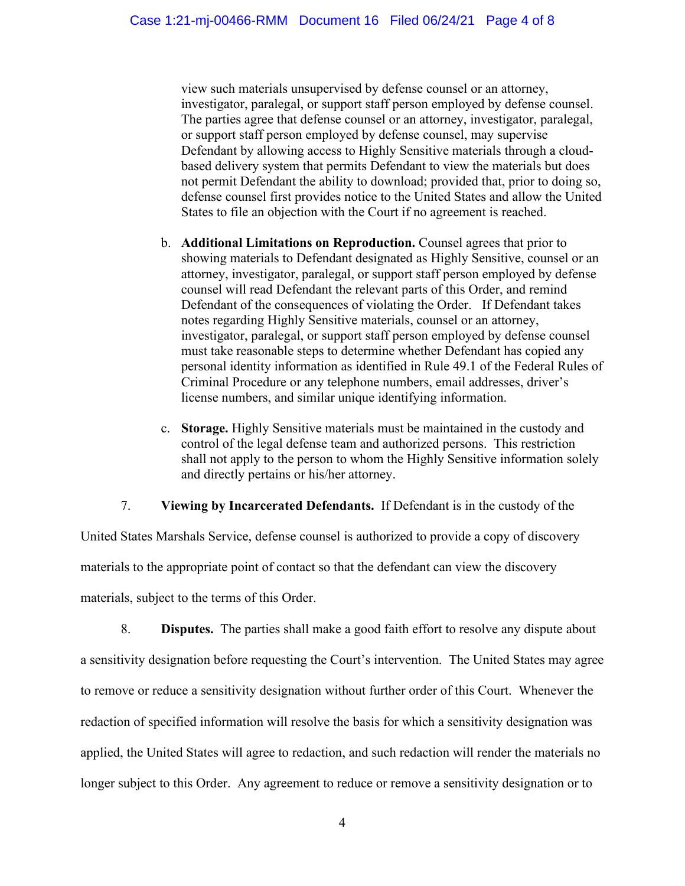view such materials unsupervised by defense counsel or an attorney, investigator, paralegal, or support staff person employed by defense counsel. The parties agree that defense counsel or an attorney, investigator, paralegal, or support staff person employed by defense counsel, may supervise Defendant by allowing access to Highly Sensitive materials through a cloud-based delivery system that permits Defendant to view the materials but does not permit Defendant the ability to download; provided that, prior to doing so, defense counsel first provides notice to the United States and allow the United States to file an objection with the Court if no agreement is reached.

b. **Additional Limitations on Reproduction.** Counsel agrees that prior to showing materials to Defendant designated as Highly Sensitive, counsel or an attorney, investigator, paralegal, or support staff person employed by defense counsel will read Defendant the relevant parts of this Order, and remind Defendant of the consequences of violating the Order. If Defendant takes notes regarding Highly Sensitive materials, counsel or an attorney, investigator, paralegal, or support staff person employed by defense counsel must take reasonable steps to determine whether Defendant has copied any personal identity information as identified in Rule 49.1 of the Federal Rules of Criminal Procedure or any telephone numbers, email addresses, driver's license numbers, and similar unique identifying information.

c. **Storage.** Highly Sensitive materials must be maintained in the custody and control of the legal defense team and authorized persons. This restriction shall not apply to the person to whom the Highly Sensitive information solely and directly pertains or his/her attorney.

7. **Viewing by Incarcerated Defendants.** If Defendant is in the custody of the United States Marshals Service, defense counsel is authorized to provide a copy of discovery materials to the appropriate point of contact so that the defendant can view the discovery materials, subject to the terms of this Order.

8. **Disputes.** The parties shall make a good faith effort to resolve any dispute about a sensitivity designation before requesting the Court's intervention. The United States may agree to remove or reduce a sensitivity designation without further order of this Court. Whenever the redaction of specified information will resolve the basis for which a sensitivity designation was applied, the United States will agree to redaction, and such redaction will render the materials no longer subject to this Order. Any agreement to reduce or remove a sensitivity designation or to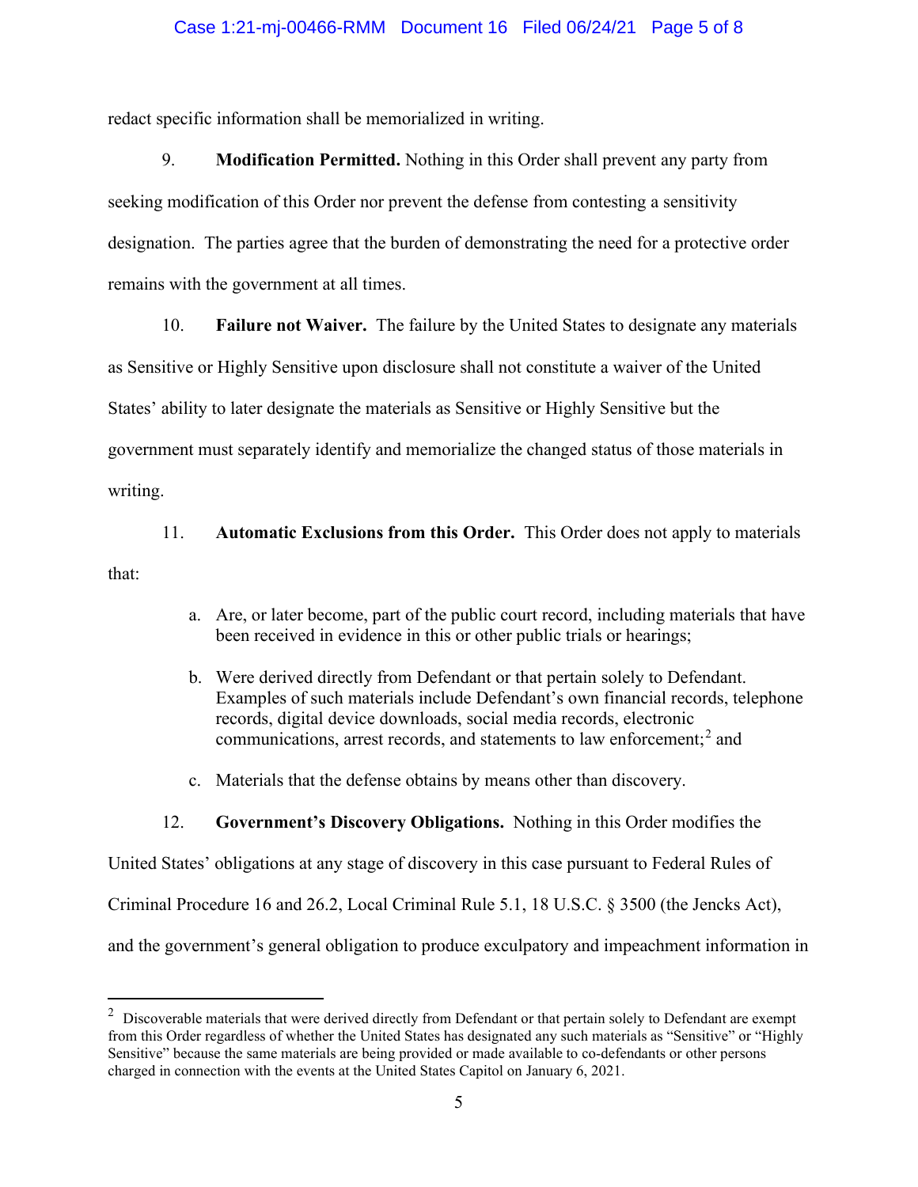redact specific information shall be memorialized in writing.

9. **Modification Permitted.** Nothing in this Order shall prevent any party from seeking modification of this Order nor prevent the defense from contesting a sensitivity designation. The parties agree that the burden of demonstrating the need for a protective order remains with the government at all times.

10. **Failure not Waiver.** The failure by the United States to designate any materials as Sensitive or Highly Sensitive upon disclosure shall not constitute a waiver of the United States' ability to later designate the materials as Sensitive or Highly Sensitive but the government must separately identify and memorialize the changed status of those materials in writing.

11. **Automatic Exclusions from this Order.** This Order does not apply to materials that:

   a. Are, or later become, part of the public court record, including materials that have been received in evidence in this or other public trials or hearings;

   b. Were derived directly from Defendant or that pertain solely to Defendant. Examples of such materials include Defendant's own financial records, telephone records, digital device downloads, social media records, electronic communications, arrest records, and statements to law enforcement;[2] and

   c. Materials that the defense obtains by means other than discovery.

12. **Government's Discovery Obligations.** Nothing in this Order modifies the United States' obligations at any stage of discovery in this case pursuant to Federal Rules of Criminal Procedure 16 and 26.2, Local Criminal Rule 5.1, 18 U.S.C. § 3500 (the Jencks Act), and the government's general obligation to produce exculpatory and impeachment information in

---

[2] Discoverable materials that were derived directly from Defendant or that pertain solely to Defendant are exempt from this Order regardless of whether the United States has designated any such materials as "Sensitive" or "Highly Sensitive" because the same materials are being provided or made available to co-defendants or other persons charged in connection with the events at the United States Capitol on January 6, 2021.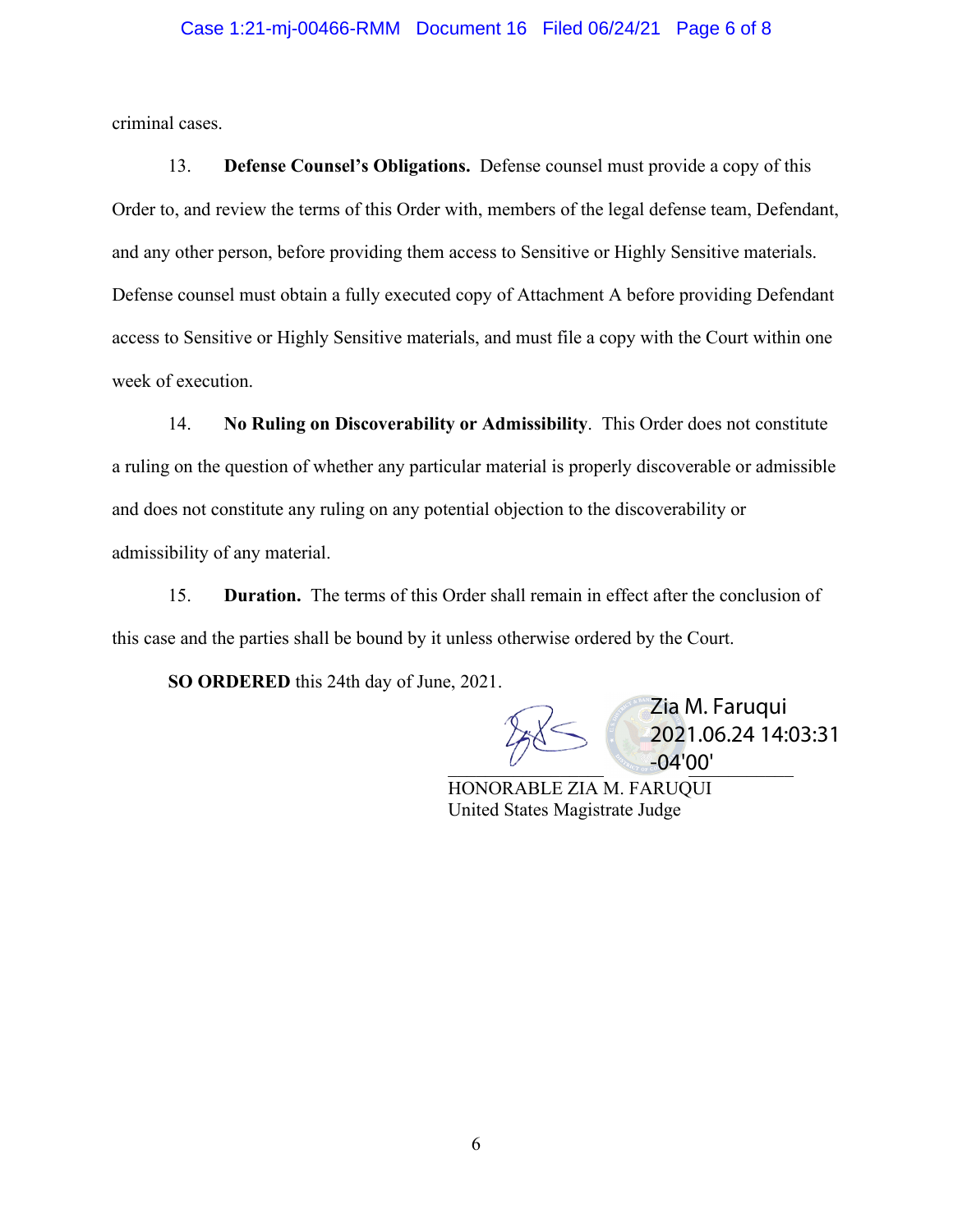criminal cases.

13. **Defense Counsel's Obligations.** Defense counsel must provide a copy of this Order to, and review the terms of this Order with, members of the legal defense team, Defendant, and any other person, before providing them access to Sensitive or Highly Sensitive materials. Defense counsel must obtain a fully executed copy of Attachment A before providing Defendant access to Sensitive or Highly Sensitive materials, and must file a copy with the Court within one week of execution.

14. **No Ruling on Discoverability or Admissibility**. This Order does not constitute a ruling on the question of whether any particular material is properly discoverable or admissible and does not constitute any ruling on any potential objection to the discoverability or admissibility of any material.

15. **Duration.** The terms of this Order shall remain in effect after the conclusion of this case and the parties shall be bound by it unless otherwise ordered by the Court.

**SO ORDERED** this 24th day of June, 2021.

Zia M. Faruqui
2021.06.24 14:03:31 -04'00'

HONORABLE ZIA M. FARUQUI
United States Magistrate Judge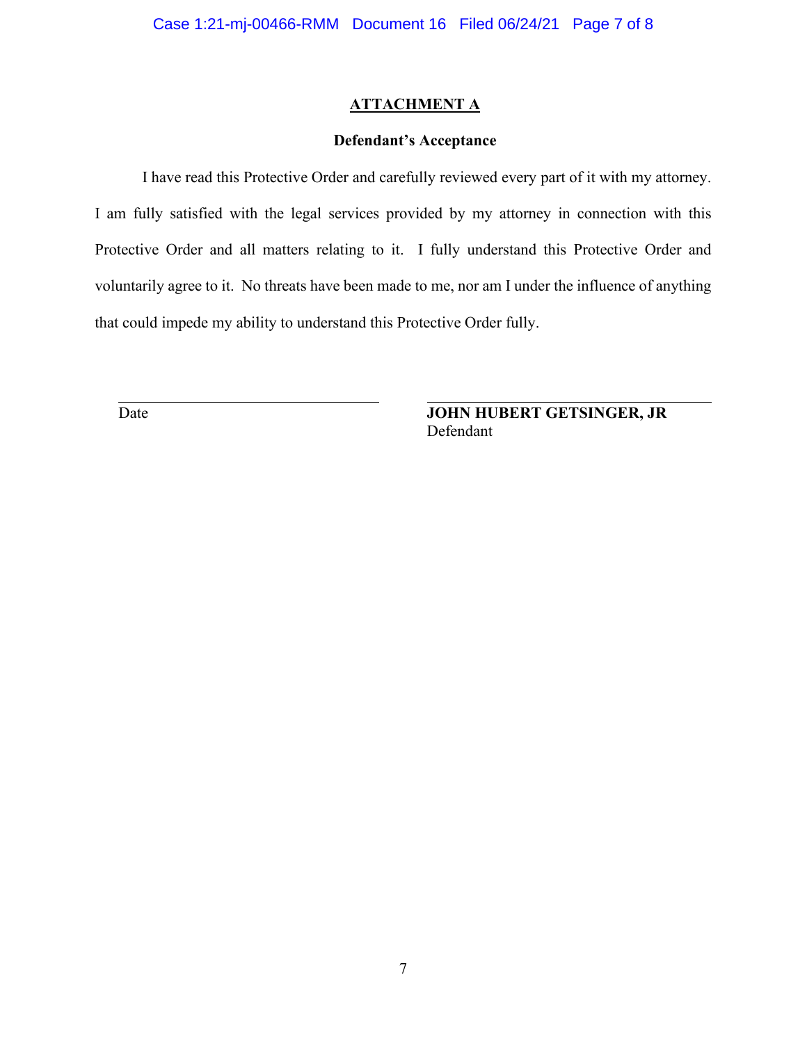## ATTACHMENT A

### Defendant's Acceptance

I have read this Protective Order and carefully reviewed every part of it with my attorney. I am fully satisfied with the legal services provided by my attorney in connection with this Protective Order and all matters relating to it. I fully understand this Protective Order and voluntarily agree to it. No threats have been made to me, nor am I under the influence of anything that could impede my ability to understand this Protective Order fully.

| ______________________________ | ______________________________ |
| --- | --- |
| Date | **JOHN HUBERT GETSINGER, JR** Defendant |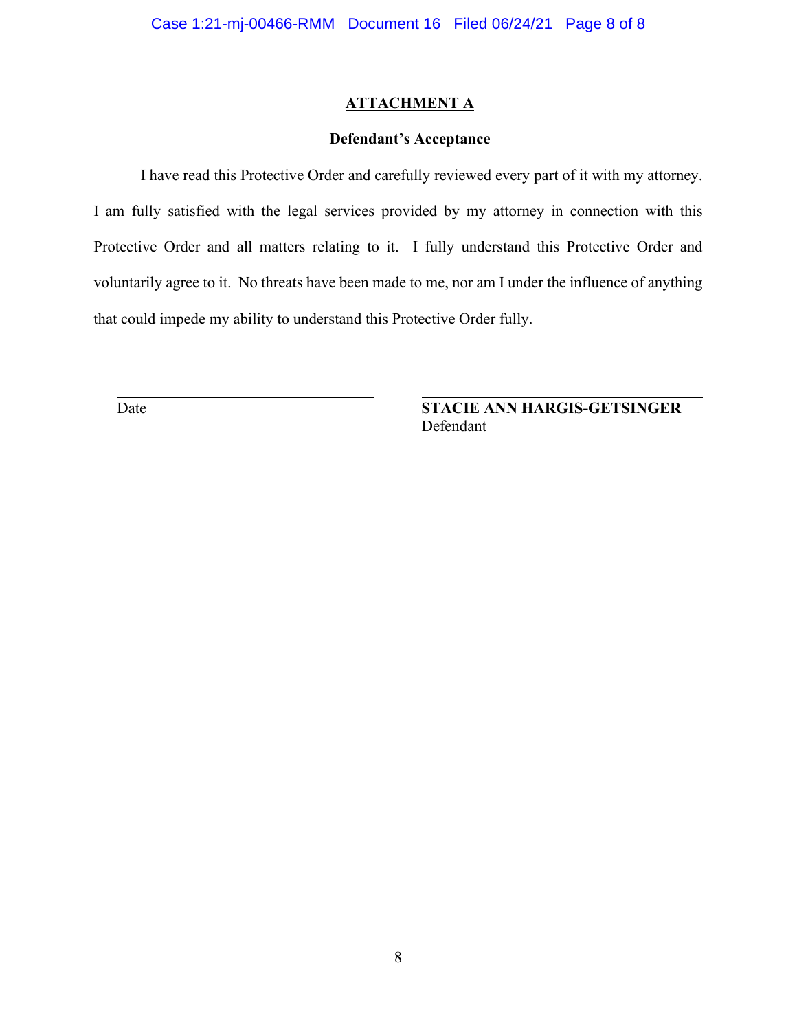## ATTACHMENT A

**Defendant's Acceptance**

I have read this Protective Order and carefully reviewed every part of it with my attorney. I am fully satisfied with the legal services provided by my attorney in connection with this Protective Order and all matters relating to it. I fully understand this Protective Order and voluntarily agree to it. No threats have been made to me, nor am I under the influence of anything that could impede my ability to understand this Protective Order fully.

\_\_\_\_\_\_\_\_\_\_\_\_\_\_\_\_\_\_\_\_\_\_\_\_\_\_\_\_\_\_
Date

\_\_\_\_\_\_\_\_\_\_\_\_\_\_\_\_\_\_\_\_\_\_\_\_\_\_\_\_\_\_
**STACIE ANN HARGIS-GETSINGER**
Defendant